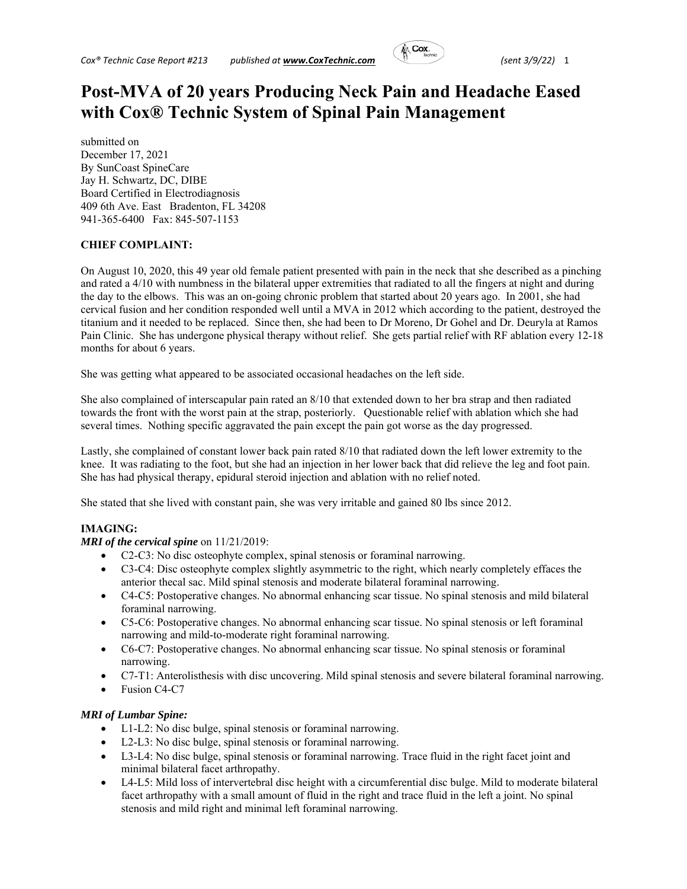# Post-MVA of 20 years Producing Neck Pain and Headache Eased with Cox® Technic System of Spinal Pain Management

submitted on
December 17, 2021
By SunCoast SpineCare
Jay H. Schwartz, DC, DIBE
Board Certified in Electrodiagnosis
409 6th Ave. East Bradenton, FL 34208
941-365-6400 Fax: 845-507-1153

**CHIEF COMPLAINT:**

On August 10, 2020, this 49 year old female patient presented with pain in the neck that she described as a pinching and rated a 4/10 with numbness in the bilateral upper extremities that radiated to all the fingers at night and during the day to the elbows. This was an on-going chronic problem that started about 20 years ago. In 2001, she had cervical fusion and her condition responded well until a MVA in 2012 which according to the patient, destroyed the titanium and it needed to be replaced. Since then, she had been to Dr Moreno, Dr Gohel and Dr. Deuryla at Ramos Pain Clinic. She has undergone physical therapy without relief. She gets partial relief with RF ablation every 12-18 months for about 6 years.

She was getting what appeared to be associated occasional headaches on the left side.

She also complained of interscapular pain rated an 8/10 that extended down to her bra strap and then radiated towards the front with the worst pain at the strap, posteriorly. Questionable relief with ablation which she had several times. Nothing specific aggravated the pain except the pain got worse as the day progressed.

Lastly, she complained of constant lower back pain rated 8/10 that radiated down the left lower extremity to the knee. It was radiating to the foot, but she had an injection in her lower back that did relieve the leg and foot pain. She has had physical therapy, epidural steroid injection and ablation with no relief noted.

She stated that she lived with constant pain, she was very irritable and gained 80 lbs since 2012.

**IMAGING:**

***MRI of the cervical spine*** on 11/21/2019:

- C2-C3: No disc osteophyte complex, spinal stenosis or foraminal narrowing.
- C3-C4: Disc osteophyte complex slightly asymmetric to the right, which nearly completely effaces the anterior thecal sac. Mild spinal stenosis and moderate bilateral foraminal narrowing.
- C4-C5: Postoperative changes. No abnormal enhancing scar tissue. No spinal stenosis and mild bilateral foraminal narrowing.
- C5-C6: Postoperative changes. No abnormal enhancing scar tissue. No spinal stenosis or left foraminal narrowing and mild-to-moderate right foraminal narrowing.
- C6-C7: Postoperative changes. No abnormal enhancing scar tissue. No spinal stenosis or foraminal narrowing.
- C7-T1: Anterolisthesis with disc uncovering. Mild spinal stenosis and severe bilateral foraminal narrowing.
- Fusion C4-C7

***MRI of Lumbar Spine:***

- L1-L2: No disc bulge, spinal stenosis or foraminal narrowing.
- L2-L3: No disc bulge, spinal stenosis or foraminal narrowing.
- L3-L4: No disc bulge, spinal stenosis or foraminal narrowing. Trace fluid in the right facet joint and minimal bilateral facet arthropathy.
- L4-L5: Mild loss of intervertebral disc height with a circumferential disc bulge. Mild to moderate bilateral facet arthropathy with a small amount of fluid in the right and trace fluid in the left a joint. No spinal stenosis and mild right and minimal left foraminal narrowing.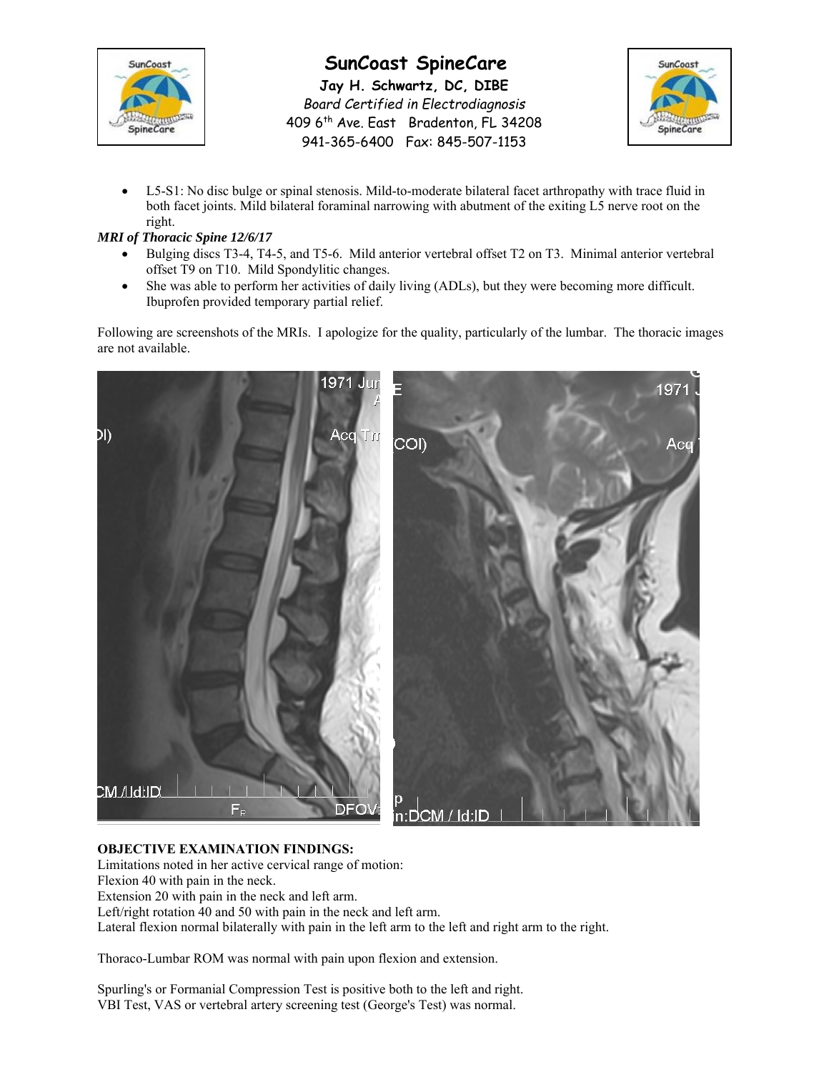- L5-S1: No disc bulge or spinal stenosis. Mild-to-moderate bilateral facet arthropathy with trace fluid in both facet joints. Mild bilateral foraminal narrowing with abutment of the exiting L5 nerve root on the right.

***MRI of Thoracic Spine 12/6/17***

- Bulging discs T3-4, T4-5, and T5-6. Mild anterior vertebral offset T2 on T3. Minimal anterior vertebral offset T9 on T10. Mild Spondylitic changes.
- She was able to perform her activities of daily living (ADLs), but they were becoming more difficult. Ibuprofen provided temporary partial relief.

Following are screenshots of the MRIs. I apologize for the quality, particularly of the lumbar. The thoracic images are not available.

**OBJECTIVE EXAMINATION FINDINGS:**

Limitations noted in her active cervical range of motion:
Flexion 40 with pain in the neck.
Extension 20 with pain in the neck and left arm.
Left/right rotation 40 and 50 with pain in the neck and left arm.
Lateral flexion normal bilaterally with pain in the left arm to the left and right arm to the right.

Thoraco-Lumbar ROM was normal with pain upon flexion and extension.

Spurling's or Formanial Compression Test is positive both to the left and right.
VBI Test, VAS or vertebral artery screening test (George's Test) was normal.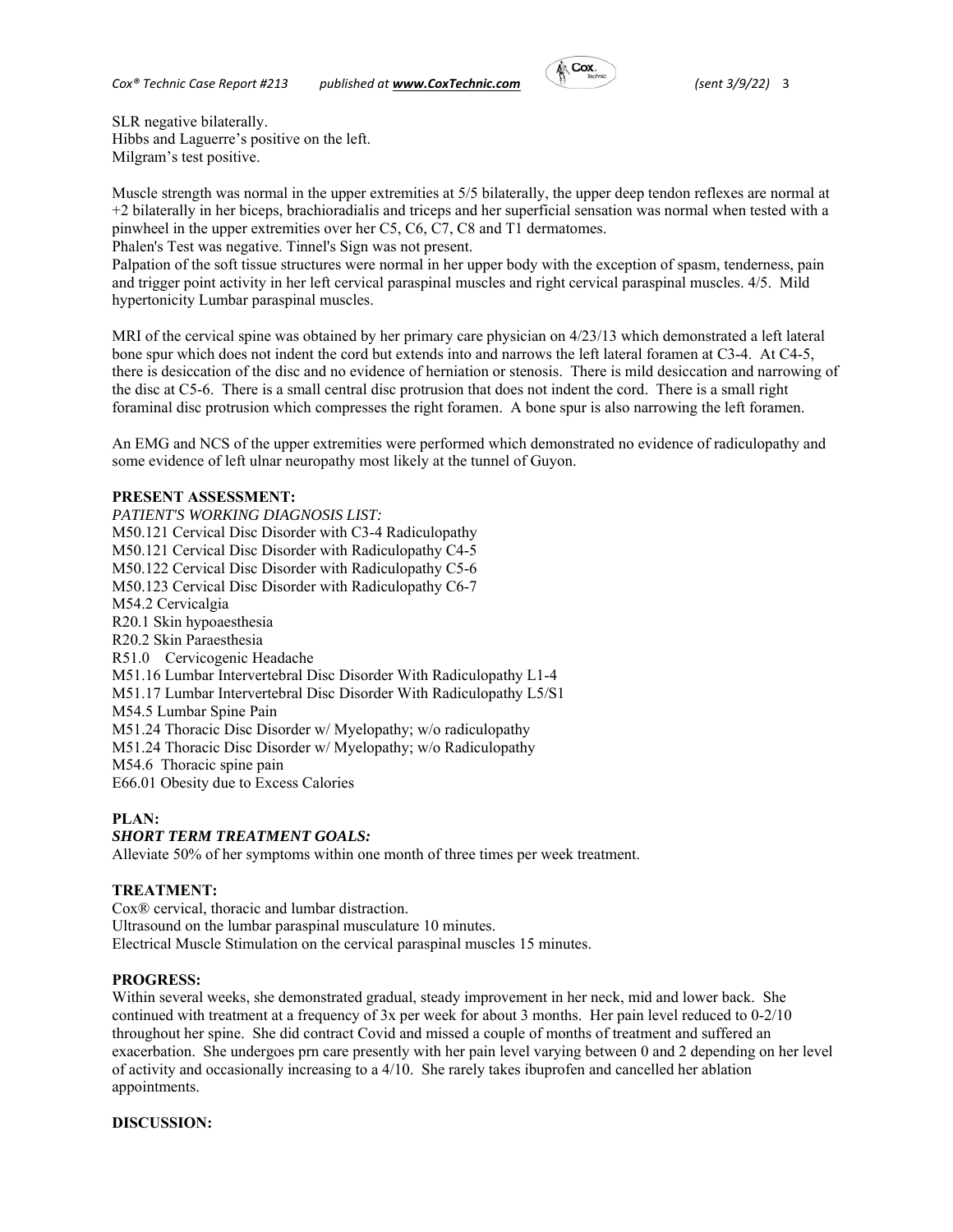SLR negative bilaterally.
Hibbs and Laguerre's positive on the left.
Milgram's test positive.

Muscle strength was normal in the upper extremities at 5/5 bilaterally, the upper deep tendon reflexes are normal at +2 bilaterally in her biceps, brachioradialis and triceps and her superficial sensation was normal when tested with a pinwheel in the upper extremities over her C5, C6, C7, C8 and T1 dermatomes.
Phalen's Test was negative. Tinnel's Sign was not present.
Palpation of the soft tissue structures were normal in her upper body with the exception of spasm, tenderness, pain and trigger point activity in her left cervical paraspinal muscles and right cervical paraspinal muscles. 4/5. Mild hypertonicity Lumbar paraspinal muscles.

MRI of the cervical spine was obtained by her primary care physician on 4/23/13 which demonstrated a left lateral bone spur which does not indent the cord but extends into and narrows the left lateral foramen at C3-4. At C4-5, there is desiccation of the disc and no evidence of herniation or stenosis. There is mild desiccation and narrowing of the disc at C5-6. There is a small central disc protrusion that does not indent the cord. There is a small right foraminal disc protrusion which compresses the right foramen. A bone spur is also narrowing the left foramen.

An EMG and NCS of the upper extremities were performed which demonstrated no evidence of radiculopathy and some evidence of left ulnar neuropathy most likely at the tunnel of Guyon.

**PRESENT ASSESSMENT:**

*PATIENT'S WORKING DIAGNOSIS LIST:*

M50.121 Cervical Disc Disorder with C3-4 Radiculopathy
M50.121 Cervical Disc Disorder with Radiculopathy C4-5
M50.122 Cervical Disc Disorder with Radiculopathy C5-6
M50.123 Cervical Disc Disorder with Radiculopathy C6-7
M54.2 Cervicalgia
R20.1 Skin hypoaesthesia
R20.2 Skin Paraesthesia
R51.0 Cervicogenic Headache
M51.16 Lumbar Intervertebral Disc Disorder With Radiculopathy L1-4
M51.17 Lumbar Intervertebral Disc Disorder With Radiculopathy L5/S1
M54.5 Lumbar Spine Pain
M51.24 Thoracic Disc Disorder w/ Myelopathy; w/o radiculopathy
M51.24 Thoracic Disc Disorder w/ Myelopathy; w/o Radiculopathy
M54.6 Thoracic spine pain
E66.01 Obesity due to Excess Calories

**PLAN:**

***SHORT TERM TREATMENT GOALS:***

Alleviate 50% of her symptoms within one month of three times per week treatment.

**TREATMENT:**

Cox® cervical, thoracic and lumbar distraction.
Ultrasound on the lumbar paraspinal musculature 10 minutes.
Electrical Muscle Stimulation on the cervical paraspinal muscles 15 minutes.

**PROGRESS:**

Within several weeks, she demonstrated gradual, steady improvement in her neck, mid and lower back. She continued with treatment at a frequency of 3x per week for about 3 months. Her pain level reduced to 0-2/10 throughout her spine. She did contract Covid and missed a couple of months of treatment and suffered an exacerbation. She undergoes prn care presently with her pain level varying between 0 and 2 depending on her level of activity and occasionally increasing to a 4/10. She rarely takes ibuprofen and cancelled her ablation appointments.

**DISCUSSION:**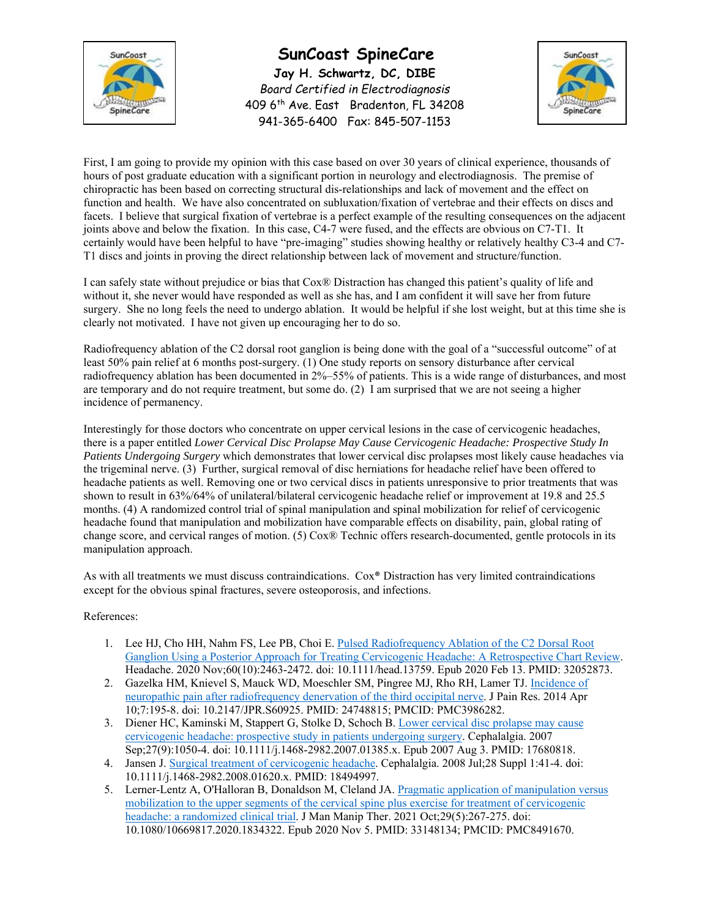# SunCoast SpineCare

**Jay H. Schwartz, DC, DIBE**

*Board Certified in Electrodiagnosis*

409 6th Ave. East  Bradenton, FL 34208

941-365-6400  Fax: 845-507-1153

First, I am going to provide my opinion with this case based on over 30 years of clinical experience, thousands of hours of post graduate education with a significant portion in neurology and electrodiagnosis. The premise of chiropractic has been based on correcting structural dis-relationships and lack of movement and the effect on function and health. We have also concentrated on subluxation/fixation of vertebrae and their effects on discs and facets. I believe that surgical fixation of vertebrae is a perfect example of the resulting consequences on the adjacent joints above and below the fixation. In this case, C4-7 were fused, and the effects are obvious on C7-T1. It certainly would have been helpful to have "pre-imaging" studies showing healthy or relatively healthy C3-4 and C7-T1 discs and joints in proving the direct relationship between lack of movement and structure/function.

I can safely state without prejudice or bias that Cox® Distraction has changed this patient's quality of life and without it, she never would have responded as well as she has, and I am confident it will save her from future surgery. She no long feels the need to undergo ablation. It would be helpful if she lost weight, but at this time she is clearly not motivated. I have not given up encouraging her to do so.

Radiofrequency ablation of the C2 dorsal root ganglion is being done with the goal of a "successful outcome" of at least 50% pain relief at 6 months post-surgery. (1) One study reports on sensory disturbance after cervical radiofrequency ablation has been documented in 2%–55% of patients. This is a wide range of disturbances, and most are temporary and do not require treatment, but some do. (2) I am surprised that we are not seeing a higher incidence of permanency.

Interestingly for those doctors who concentrate on upper cervical lesions in the case of cervicogenic headaches, there is a paper entitled *Lower Cervical Disc Prolapse May Cause Cervicogenic Headache: Prospective Study In Patients Undergoing Surgery* which demonstrates that lower cervical disc prolapses most likely cause headaches via the trigeminal nerve. (3) Further, surgical removal of disc herniations for headache relief have been offered to headache patients as well. Removing one or two cervical discs in patients unresponsive to prior treatments that was shown to result in 63%/64% of unilateral/bilateral cervicogenic headache relief or improvement at 19.8 and 25.5 months. (4) A randomized control trial of spinal manipulation and spinal mobilization for relief of cervicogenic headache found that manipulation and mobilization have comparable effects on disability, pain, global rating of change score, and cervical ranges of motion. (5) Cox® Technic offers research-documented, gentle protocols in its manipulation approach.

As with all treatments we must discuss contraindications. Cox® Distraction has very limited contraindications except for the obvious spinal fractures, severe osteoporosis, and infections.

References:

1. Lee HJ, Cho HH, Nahm FS, Lee PB, Choi E. Pulsed Radiofrequency Ablation of the C2 Dorsal Root Ganglion Using a Posterior Approach for Treating Cervicogenic Headache: A Retrospective Chart Review. Headache. 2020 Nov;60(10):2463-2472. doi: 10.1111/head.13759. Epub 2020 Feb 13. PMID: 32052873.
2. Gazelka HM, Knievel S, Mauck WD, Moeschler SM, Pingree MJ, Rho RH, Lamer TJ. Incidence of neuropathic pain after radiofrequency denervation of the third occipital nerve. J Pain Res. 2014 Apr 10;7:195-8. doi: 10.2147/JPR.S60925. PMID: 24748815; PMCID: PMC3986282.
3. Diener HC, Kaminski M, Stappert G, Stolke D, Schoch B. Lower cervical disc prolapse may cause cervicogenic headache: prospective study in patients undergoing surgery. Cephalalgia. 2007 Sep;27(9):1050-4. doi: 10.1111/j.1468-2982.2007.01385.x. Epub 2007 Aug 3. PMID: 17680818.
4. Jansen J. Surgical treatment of cervicogenic headache. Cephalalgia. 2008 Jul;28 Suppl 1:41-4. doi: 10.1111/j.1468-2982.2008.01620.x. PMID: 18494997.
5. Lerner-Lentz A, O'Halloran B, Donaldson M, Cleland JA. Pragmatic application of manipulation versus mobilization to the upper segments of the cervical spine plus exercise for treatment of cervicogenic headache: a randomized clinical trial. J Man Manip Ther. 2021 Oct;29(5):267-275. doi: 10.1080/10669817.2020.1834322. Epub 2020 Nov 5. PMID: 33148134; PMCID: PMC8491670.